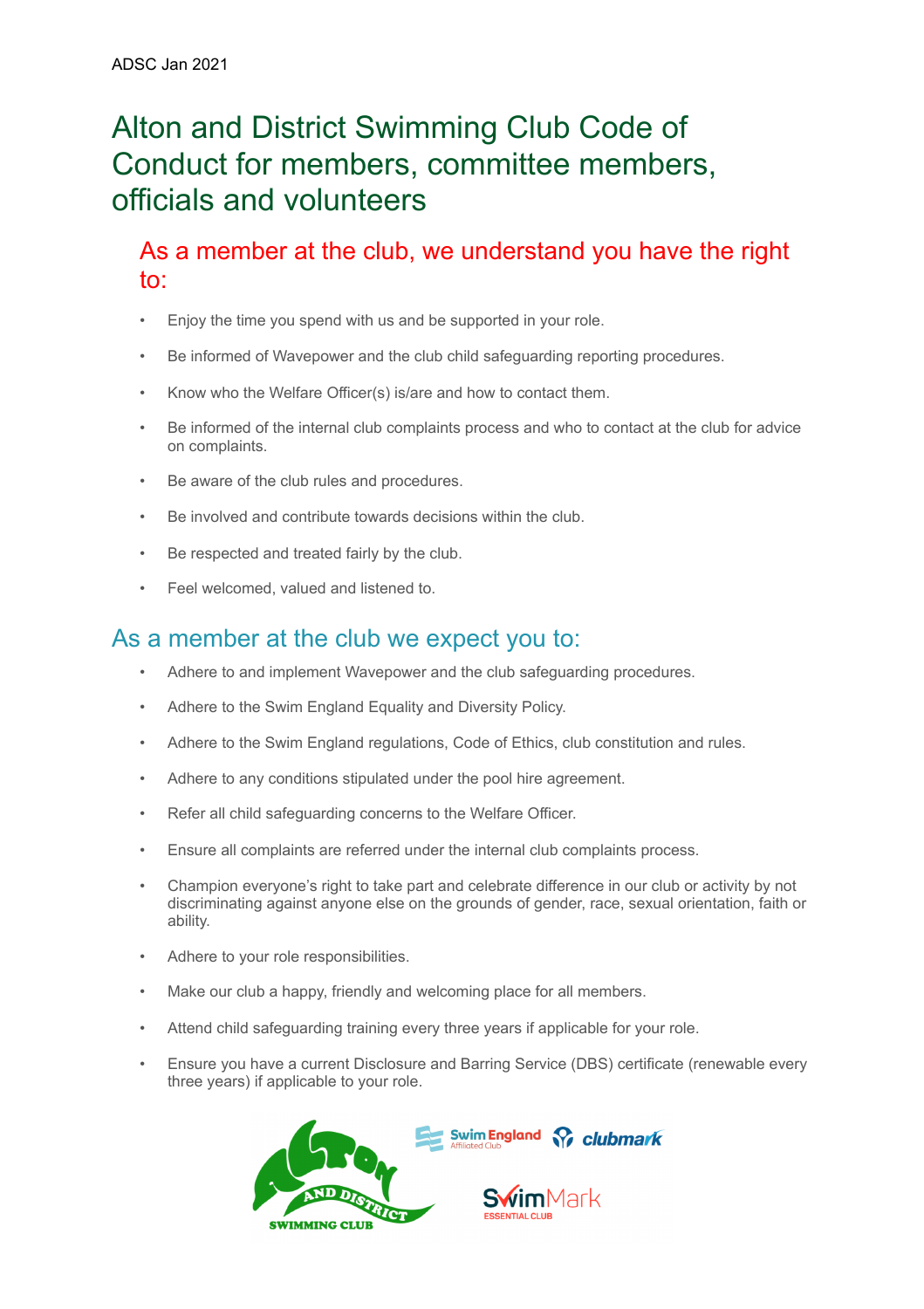ADSC Jan 2021

# Alton and District Swimming Club Code of Conduct for members, committee members, officials and volunteers

## As a member at the club, we understand you have the right to:

- Enjoy the time you spend with us and be supported in your role.
- Be informed of Wavepower and the club child safeguarding reporting procedures.
- Know who the Welfare Officer(s) is/are and how to contact them.
- Be informed of the internal club complaints process and who to contact at the club for advice on complaints.
- Be aware of the club rules and procedures.
- Be involved and contribute towards decisions within the club.
- Be respected and treated fairly by the club.
- Feel welcomed, valued and listened to.

## As a member at the club we expect you to:

- Adhere to and implement Wavepower and the club safeguarding procedures.
- Adhere to the Swim England Equality and Diversity Policy.
- Adhere to the Swim England regulations, Code of Ethics, club constitution and rules.
- Adhere to any conditions stipulated under the pool hire agreement.
- Refer all child safeguarding concerns to the Welfare Officer.
- Ensure all complaints are referred under the internal club complaints process.
- Champion everyone's right to take part and celebrate difference in our club or activity by not discriminating against anyone else on the grounds of gender, race, sexual orientation, faith or ability.
- Adhere to your role responsibilities.
- Make our club a happy, friendly and welcoming place for all members.
- Attend child safeguarding training every three years if applicable for your role.
- Ensure you have a current Disclosure and Barring Service (DBS) certificate (renewable every three years) if applicable to your role.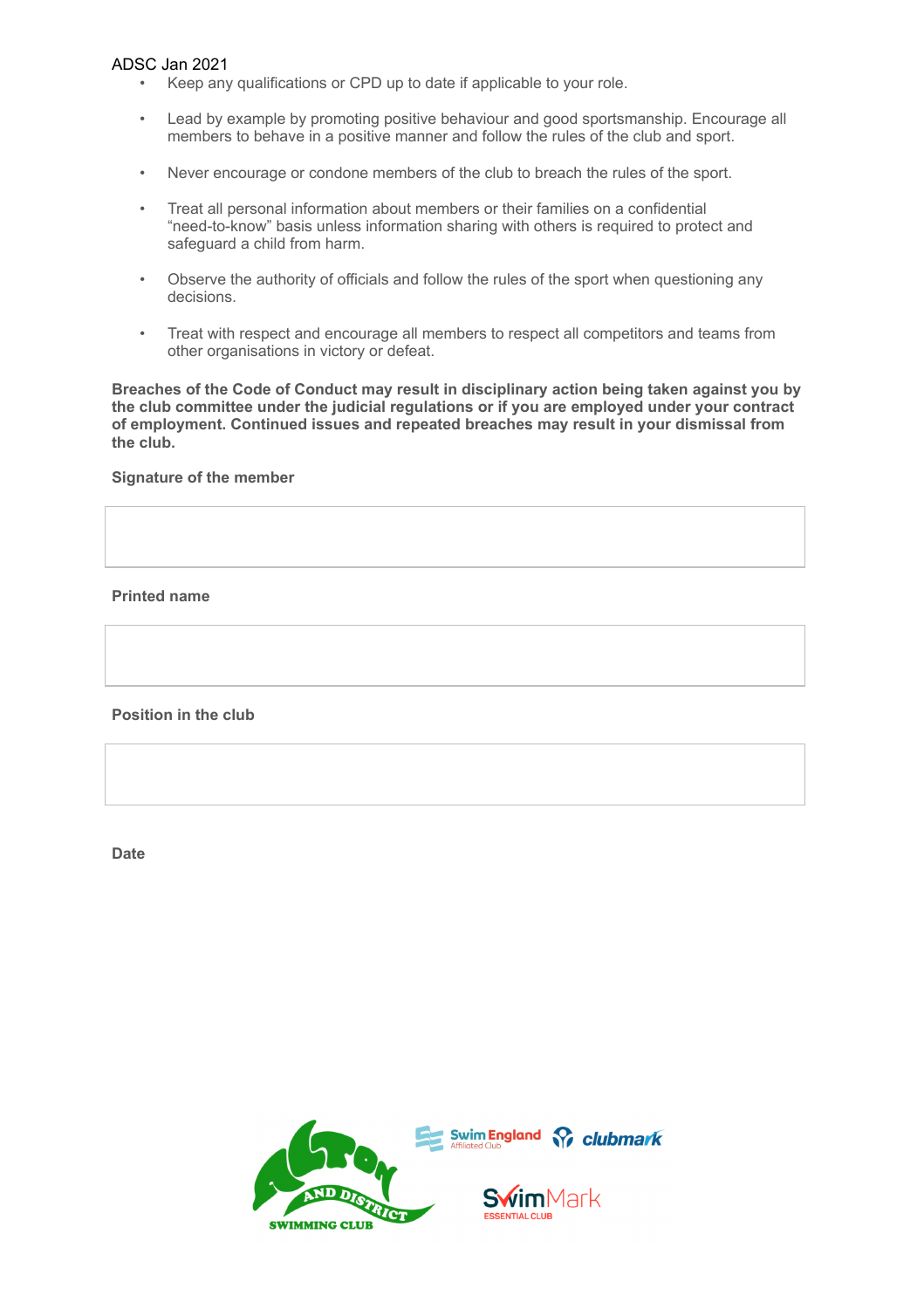- Keep any qualifications or CPD up to date if applicable to your role.
- Lead by example by promoting positive behaviour and good sportsmanship. Encourage all members to behave in a positive manner and follow the rules of the club and sport.
- Never encourage or condone members of the club to breach the rules of the sport.
- Treat all personal information about members or their families on a confidential "need-to-know" basis unless information sharing with others is required to protect and safeguard a child from harm.
- Observe the authority of officials and follow the rules of the sport when questioning any decisions.
- Treat with respect and encourage all members to respect all competitors and teams from other organisations in victory or defeat.

**Breaches of the Code of Conduct may result in disciplinary action being taken against you by the club committee under the judicial regulations or if you are employed under your contract of employment. Continued issues and repeated breaches may result in your dismissal from the club.**

**Signature of the member**

**Printed name**

**Position in the club**

**Date**